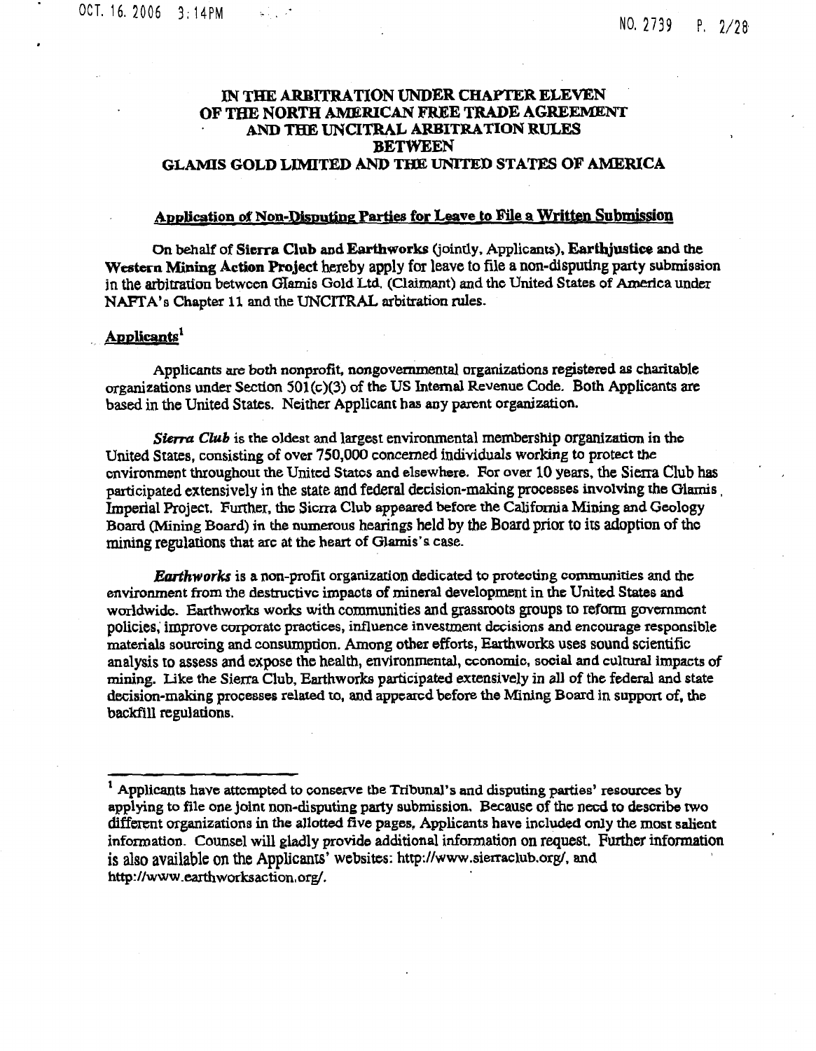**IN THE ARBITRATION UNDER CHAPTER ELEVEN OF THE NORTH AMERICAN FREE TRADE AGREEMENT AND THE UNCITRAL ARBITRATION RULES BETWEEN GLAMIS GOLD LIMITED AND THE UNITED STATES OF AMERICA**

**Application of Non-Disputing Parties for Leave to File a Written Submission**

On behalf of **Sierra Club** and **Earthworks** (jointly, Applicants), **Earthjustice** and the **Western Mining Action Project** hereby apply for leave to file a non-disputing party submission in the arbitration between Glamis Gold Ltd. (Claimant) and the United States of America under NAFTA's Chapter 11 and the UNCITRAL arbitration rules.

## Applicants[1]

Applicants are both nonprofit, nongovernmental organizations registered as charitable organizations under Section 501(c)(3) of the US Internal Revenue Code. Both Applicants are based in the United States. Neither Applicant has any parent organization.

***Sierra Club*** is the oldest and largest environmental membership organization in the United States, consisting of over 750,000 concerned individuals working to protect the environment throughout the United States and elsewhere. For over 10 years, the Sierra Club has participated extensively in the state and federal decision-making processes involving the Glamis Imperial Project. Further, the Sierra Club appeared before the California Mining and Geology Board (Mining Board) in the numerous hearings held by the Board prior to its adoption of the mining regulations that are at the heart of Glamis's case.

***Earthworks*** is a non-profit organization dedicated to protecting communities and the environment from the destructive impacts of mineral development in the United States and worldwide. Earthworks works with communities and grassroots groups to reform government policies, improve corporate practices, influence investment decisions and encourage responsible materials sourcing and consumption. Among other efforts, Earthworks uses sound scientific analysis to assess and expose the health, environmental, economic, social and cultural impacts of mining. Like the Sierra Club, Earthworks participated extensively in all of the federal and state decision-making processes related to, and appeared before the Mining Board in support of, the backfill regulations.

---

[1] Applicants have attempted to conserve the Tribunal's and disputing parties' resources by applying to file one joint non-disputing party submission. Because of the need to describe two different organizations in the allotted five pages, Applicants have included only the most salient information. Counsel will gladly provide additional information on request. Further information is also available on the Applicants' websites: http://www.sierraclub.org/, and http://www.earthworksaction.org/.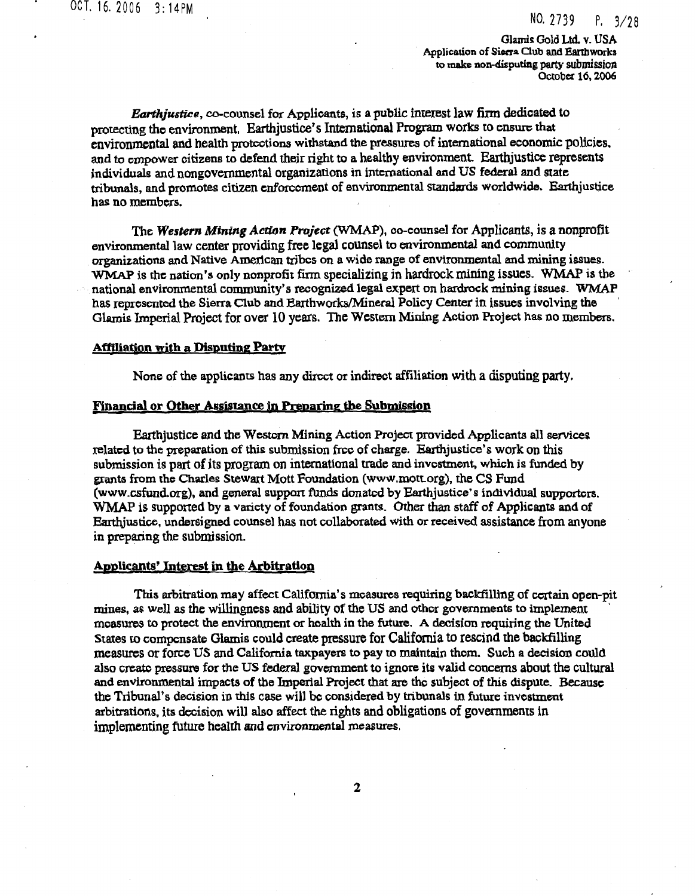***Earthjustice***, co-counsel for Applicants, is a public interest law firm dedicated to protecting the environment. Earthjustice's International Program works to ensure that environmental and health protections withstand the pressures of international economic policies, and to empower citizens to defend their right to a healthy environment. Earthjustice represents individuals and nongovernmental organizations in international and US federal and state tribunals, and promotes citizen enforcement of environmental standards worldwide. Earthjustice has no members.

The ***Western Mining Action Project*** (WMAP), co-counsel for Applicants, is a nonprofit environmental law center providing free legal counsel to environmental and community organizations and Native American tribes on a wide range of environmental and mining issues. WMAP is the nation's only nonprofit firm specializing in hardrock mining issues. WMAP is the national environmental community's recognized legal expert on hardrock mining issues. WMAP has represented the Sierra Club and Earthworks/Mineral Policy Center in issues involving the Glamis Imperial Project for over 10 years. The Western Mining Action Project has no members.

**Affiliation with a Disputing Party**

None of the applicants has any direct or indirect affiliation with a disputing party.

**Financial or Other Assistance in Preparing the Submission**

Earthjustice and the Western Mining Action Project provided Applicants all services related to the preparation of this submission free of charge. Earthjustice's work on this submission is part of its program on international trade and investment, which is funded by grants from the Charles Stewart Mott Foundation (www.mott.org), the CS Fund (www.csfund.org), and general support funds donated by Earthjustice's individual supporters. WMAP is supported by a variety of foundation grants. Other than staff of Applicants and of Earthjustice, undersigned counsel has not collaborated with or received assistance from anyone in preparing the submission.

**Applicants' Interest in the Arbitration**

This arbitration may affect California's measures requiring backfilling of certain open-pit mines, as well as the willingness and ability of the US and other governments to implement measures to protect the environment or health in the future. A decision requiring the United States to compensate Glamis could create pressure for California to rescind the backfilling measures or force US and California taxpayers to pay to maintain them. Such a decision could also create pressure for the US federal government to ignore its valid concerns about the cultural and environmental impacts of the Imperial Project that are the subject of this dispute. Because the Tribunal's decision in this case will be considered by tribunals in future investment arbitrations, its decision will also affect the rights and obligations of governments in implementing future health and environmental measures.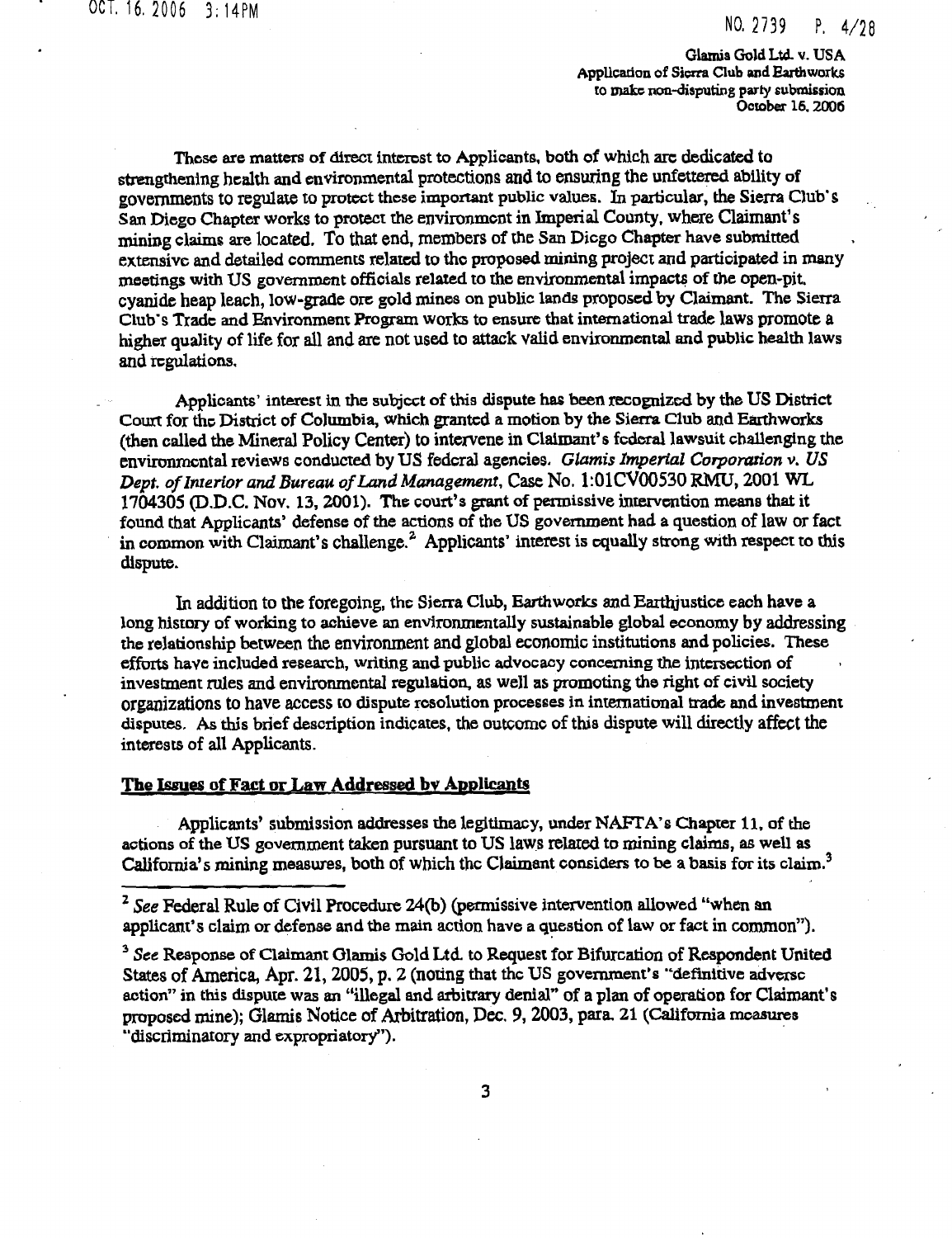These are matters of direct interest to Applicants, both of which are dedicated to strengthening health and environmental protections and to ensuring the unfettered ability of governments to regulate to protect these important public values. In particular, the Sierra Club's San Diego Chapter works to protect the environment in Imperial County, where Claimant's mining claims are located. To that end, members of the San Diego Chapter have submitted extensive and detailed comments related to the proposed mining project and participated in many meetings with US government officials related to the environmental impacts of the open-pit, cyanide heap leach, low-grade ore gold mines on public lands proposed by Claimant. The Sierra Club's Trade and Environment Program works to ensure that international trade laws promote a higher quality of life for all and are not used to attack valid environmental and public health laws and regulations.

Applicants' interest in the subject of this dispute has been recognized by the US District Court for the District of Columbia, which granted a motion by the Sierra Club and Earthworks (then called the Mineral Policy Center) to intervene in Claimant's federal lawsuit challenging the environmental reviews conducted by US federal agencies. *Glamis Imperial Corporation v. US Dept. of Interior and Bureau of Land Management*, Case No. 1:01CV00530 RMU, 2001 WL 1704305 (D.D.C. Nov. 13, 2001). The court's grant of permissive intervention means that it found that Applicants' defense of the actions of the US government had a question of law or fact in common with Claimant's challenge.[2] Applicants' interest is equally strong with respect to this dispute.

In addition to the foregoing, the Sierra Club, Earthworks and Earthjustice each have a long history of working to achieve an environmentally sustainable global economy by addressing the relationship between the environment and global economic institutions and policies. These efforts have included research, writing and public advocacy concerning the intersection of investment rules and environmental regulation, as well as promoting the right of civil society organizations to have access to dispute resolution processes in international trade and investment disputes. As this brief description indicates, the outcome of this dispute will directly affect the interests of all Applicants.

## The Issues of Fact or Law Addressed by Applicants

Applicants' submission addresses the legitimacy, under NAFTA's Chapter 11, of the actions of the US government taken pursuant to US laws related to mining claims, as well as California's mining measures, both of which the Claimant considers to be a basis for its claim.[3]

---

[2] *See* Federal Rule of Civil Procedure 24(b) (permissive intervention allowed "when an applicant's claim or defense and the main action have a question of law or fact in common").

[3] *See* Response of Claimant Glamis Gold Ltd. to Request for Bifurcation of Respondent United States of America, Apr. 21, 2005, p. 2 (noting that the US government's "definitive adverse action" in this dispute was an "illegal and arbitrary denial" of a plan of operation for Claimant's proposed mine); Glamis Notice of Arbitration, Dec. 9, 2003, para. 21 (California measures "discriminatory and expropriatory").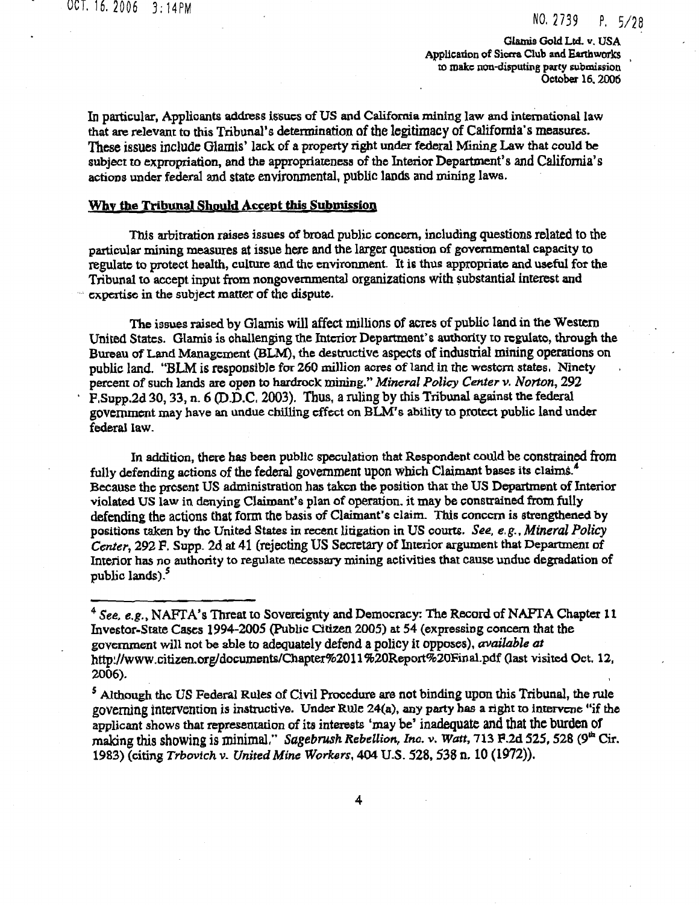In particular, Applicants address issues of US and California mining law and international law that are relevant to this Tribunal's determination of the legitimacy of California's measures. These issues include Glamis' lack of a property right under federal Mining Law that could be subject to expropriation, and the appropriateness of the Interior Department's and California's actions under federal and state environmental, public lands and mining laws.

## Why the Tribunal Should Accept this Submission

This arbitration raises issues of broad public concern, including questions related to the particular mining measures at issue here and the larger question of governmental capacity to regulate to protect health, culture and the environment. It is thus appropriate and useful for the Tribunal to accept input from nongovernmental organizations with substantial interest and expertise in the subject matter of the dispute.

The issues raised by Glamis will affect millions of acres of public land in the Western United States. Glamis is challenging the Interior Department's authority to regulate, through the Bureau of Land Management (BLM), the destructive aspects of industrial mining operations on public land. "BLM is responsible for 260 million acres of land in the western states. Ninety percent of such lands are open to hardrock mining." *Mineral Policy Center v. Norton*, 292 F.Supp.2d 30, 33, n. 6 (D.D.C. 2003). Thus, a ruling by this Tribunal against the federal government may have an undue chilling effect on BLM's ability to protect public land under federal law.

In addition, there has been public speculation that Respondent could be constrained from fully defending actions of the federal government upon which Claimant bases its claims.[4] Because the present US administration has taken the position that the US Department of Interior violated US law in denying Claimant's plan of operation, it may be constrained from fully defending the actions that form the basis of Claimant's claim. This concern is strengthened by positions taken by the United States in recent litigation in US courts. *See, e.g.*, *Mineral Policy Center*, 292 F. Supp. 2d at 41 (rejecting US Secretary of Interior argument that Department of Interior has no authority to regulate necessary mining activities that cause undue degradation of public lands).[5]

---

[4] *See, e.g.*, NAFTA's Threat to Sovereignty and Democracy: The Record of NAFTA Chapter 11 Investor-State Cases 1994-2005 (Public Citizen 2005) at 54 (expressing concern that the government will not be able to adequately defend a policy it opposes), *available at* http://www.citizen.org/documents/Chapter%2011%20Report%20Final.pdf (last visited Oct. 12, 2006).

[5] Although the US Federal Rules of Civil Procedure are not binding upon this Tribunal, the rule governing intervention is instructive. Under Rule 24(a), any party has a right to intervene "if the applicant shows that representation of its interests 'may be' inadequate and that the burden of making this showing is minimal." *Sagebrush Rebellion, Inc. v. Watt*, 713 F.2d 525, 528 (9th Cir. 1983) (citing *Trbovich v. United Mine Workers*, 404 U.S. 528, 538 n. 10 (1972)).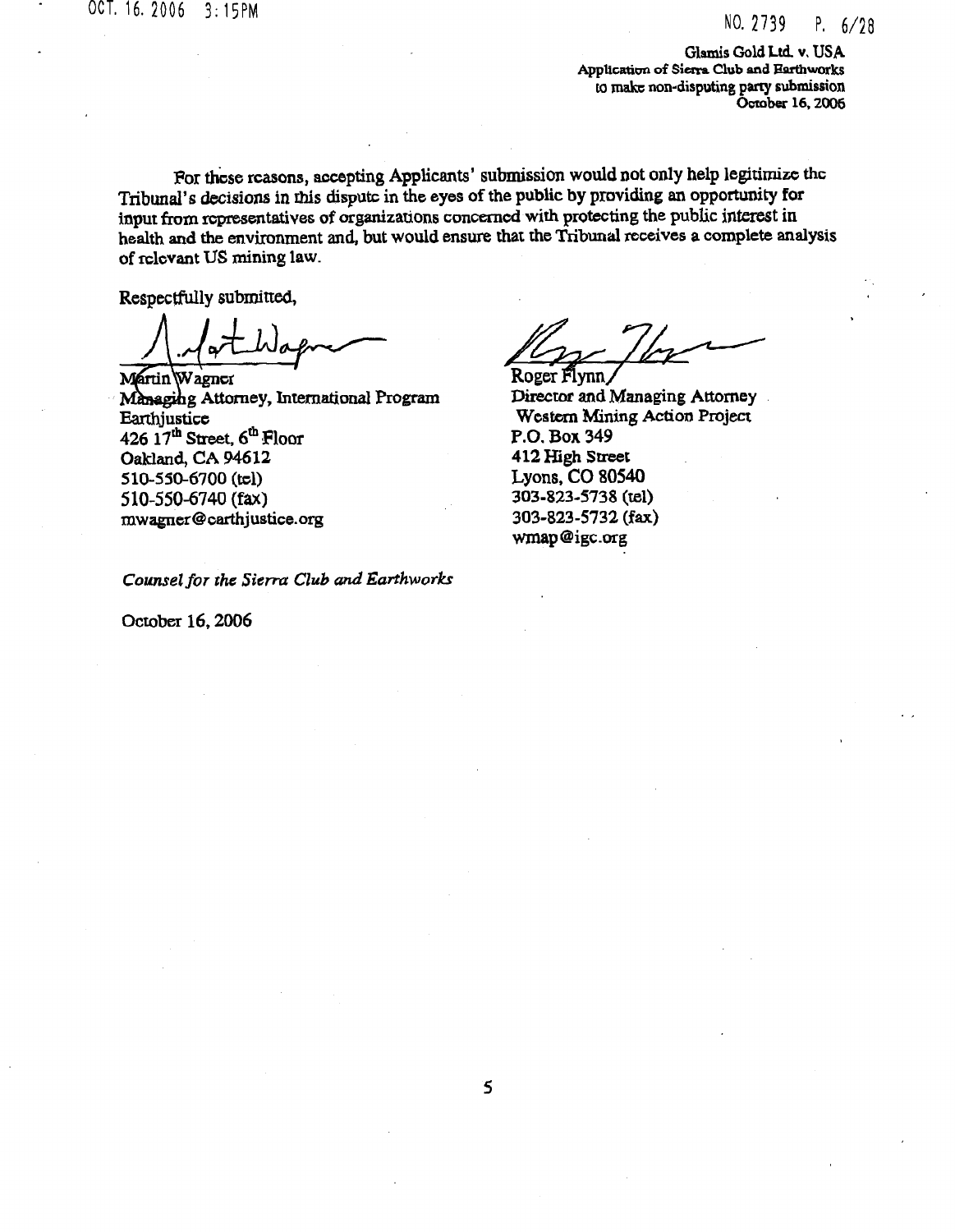For these reasons, accepting Applicants' submission would not only help legitimize the Tribunal's decisions in this dispute in the eyes of the public by providing an opportunity for input from representatives of organizations concerned with protecting the public interest in health and the environment and, but would ensure that the Tribunal receives a complete analysis of relevant US mining law.

Respectfully submitted,

Martin Wagner
Managing Attorney, International Program
Earthjustice
426 17th Street, 6th Floor
Oakland, CA 94612
510-550-6700 (tel)
510-550-6740 (fax)
mwagner@earthjustice.org

Roger Flynn
Director and Managing Attorney
Western Mining Action Project
P.O. Box 349
412 High Street
Lyons, CO 80540
303-823-5738 (tel)
303-823-5732 (fax)
wmap@igc.org

*Counsel for the Sierra Club and Earthworks*

October 16, 2006